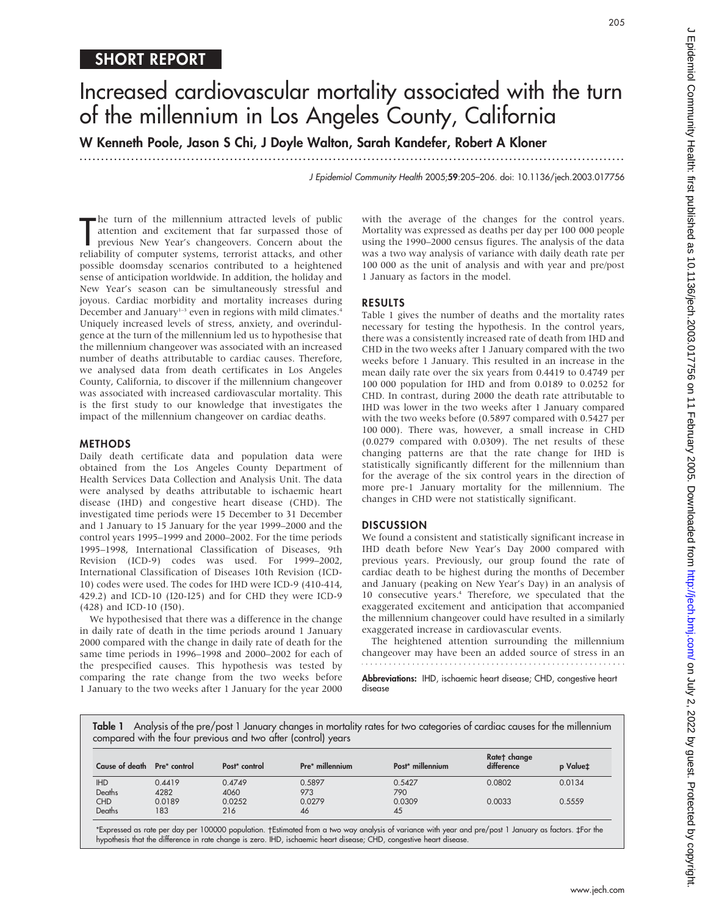SHORT REPORT

# Increased cardiovascular mortality associated with the turn of the millennium in Los Angeles County, California

**W Kenneth Poole, Jason S Chi, J Doyle Walton, Sarah Kandefer, Robert A Kloner**

The turn of the millennium attracted levels of public attention and excitement that far surpassed those of previous New Year's changeovers. Concern about the reliability of computer systems, terrorist attacks, and other possible doomsday scenarios contributed to a heightened sense of anticipation worldwide. In addition, the holiday and New Year's season can be simultaneously stressful and joyous. Cardiac morbidity and mortality increases during December and January[1–3] even in regions with mild climates.[4] Uniquely increased levels of stress, anxiety, and overindulgence at the turn of the millennium led us to hypothesise that the millennium changeover was associated with an increased number of deaths attributable to cardiac causes. Therefore, we analysed data from death certificates in Los Angeles County, California, to discover if the millennium changeover was associated with increased cardiovascular mortality. This is the first study to our knowledge that investigates the impact of the millennium changeover on cardiac deaths.

## METHODS

Daily death certificate data and population data were obtained from the Los Angeles County Department of Health Services Data Collection and Analysis Unit. The data were analysed by deaths attributable to ischaemic heart disease (IHD) and congestive heart disease (CHD). The investigated time periods were 15 December to 31 December and 1 January to 15 January for the year 1999–2000 and the control years 1995–1999 and 2000–2002. For the time periods 1995–1998, International Classification of Diseases, 9th Revision (ICD-9) codes was used. For 1999–2002, International Classification of Diseases 10th Revision (ICD-10) codes were used. The codes for IHD were ICD-9 (410-414, 429.2) and ICD-10 (I20-I25) and for CHD they were ICD-9 (428) and ICD-10 (I50).

We hypothesised that there was a difference in the change in daily rate of death in the time periods around 1 January 2000 compared with the change in daily rate of death for the same time periods in 1996–1998 and 2000–2002 for each of the prespecified causes. This hypothesis was tested by comparing the rate change from the two weeks before 1 January to the two weeks after 1 January for the year 2000 with the average of the changes for the control years. Mortality was expressed as deaths per day per 100 000 people using the 1990–2000 census figures. The analysis of the data was a two way analysis of variance with daily death rate per 100 000 as the unit of analysis and with year and pre/post 1 January as factors in the model.

## RESULTS

Table 1 gives the number of deaths and the mortality rates necessary for testing the hypothesis. In the control years, there was a consistently increased rate of death from IHD and CHD in the two weeks after 1 January compared with the two weeks before 1 January. This resulted in an increase in the mean daily rate over the six years from 0.4419 to 0.4749 per 100 000 population for IHD and from 0.0189 to 0.0252 for CHD. In contrast, during 2000 the death rate attributable to IHD was lower in the two weeks after 1 January compared with the two weeks before (0.5897 compared with 0.5427 per 100 000). There was, however, a small increase in CHD (0.0279 compared with 0.0309). The net results of these changing patterns are that the rate change for IHD is statistically significantly different for the millennium than for the average of the six control years in the direction of more pre-1 January mortality for the millennium. The changes in CHD were not statistically significant.

## DISCUSSION

We found a consistent and statistically significant increase in IHD death before New Year's Day 2000 compared with previous years. Previously, our group found the rate of cardiac death to be highest during the months of December and January (peaking on New Year's Day) in an analysis of 10 consecutive years.[4] Therefore, we speculated that the exaggerated excitement and anticipation that accompanied the millennium changeover could have resulted in a similarly exaggerated increase in cardiovascular events.

The heightened attention surrounding the millennium changeover may have been an added source of stress in an

**Abbreviations:** IHD, ischaemic heart disease; CHD, congestive heart disease

**Table 1** Analysis of the pre/post 1 January changes in mortality rates for two categories of cardiac causes for the millennium compared with the four previous and two after (control) years

| Cause of death | Pre* control | Post* control | Pre* millennium | Post* millennium | Rate† change difference | p Value‡ |
|---|---|---|---|---|---|---|
| IHD | 0.4419 | 0.4749 | 0.5897 | 0.5427 | 0.0802 | 0.0134 |
| Deaths | 4282 | 4060 | 973 | 790 | | |
| CHD | 0.0189 | 0.0252 | 0.0279 | 0.0309 | 0.0033 | 0.5559 |
| Deaths | 183 | 216 | 46 | 45 | | |

*Expressed as rate per day per 100000 population. †Estimated from a two way analysis of variance with year and pre/post 1 January as factors. ‡For the hypothesis that the difference in rate change is zero. IHD, ischaemic heart disease; CHD, congestive heart disease.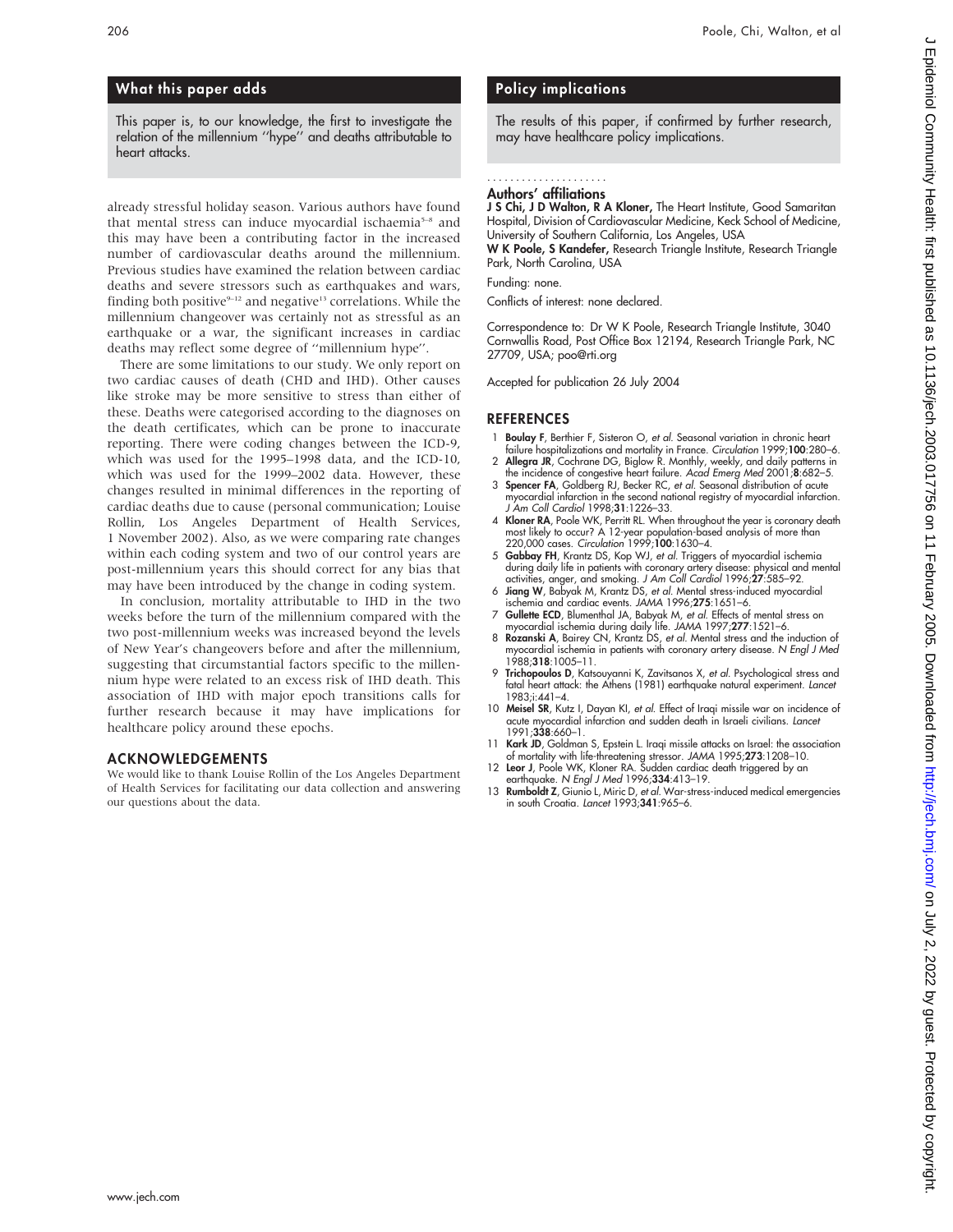## What this paper adds

This paper is, to our knowledge, the first to investigate the relation of the millennium ''hype'' and deaths attributable to heart attacks.

already stressful holiday season. Various authors have found that mental stress can induce myocardial ischaemia[5–8] and this may have been a contributing factor in the increased number of cardiovascular deaths around the millennium. Previous studies have examined the relation between cardiac deaths and severe stressors such as earthquakes and wars, finding both positive[9–12] and negative[13] correlations. While the millennium changeover was certainly not as stressful as an earthquake or a war, the significant increases in cardiac deaths may reflect some degree of ''millennium hype''.

There are some limitations to our study. We only report on two cardiac causes of death (CHD and IHD). Other causes like stroke may be more sensitive to stress than either of these. Deaths were categorised according to the diagnoses on the death certificates, which can be prone to inaccurate reporting. There were coding changes between the ICD-9, which was used for the 1995–1998 data, and the ICD-10, which was used for the 1999–2002 data. However, these changes resulted in minimal differences in the reporting of cardiac deaths due to cause (personal communication; Louise Rollin, Los Angeles Department of Health Services, 1 November 2002). Also, as we were comparing rate changes within each coding system and two of our control years are post-millennium years this should correct for any bias that may have been introduced by the change in coding system.

In conclusion, mortality attributable to IHD in the two weeks before the turn of the millennium compared with the two post-millennium weeks was increased beyond the levels of New Year's changeovers before and after the millennium, suggesting that circumstantial factors specific to the millennium hype were related to an excess risk of IHD death. This association of IHD with major epoch transitions calls for further research because it may have implications for healthcare policy around these epochs.

## ACKNOWLEDGEMENTS

We would like to thank Louise Rollin of the Los Angeles Department of Health Services for facilitating our data collection and answering our questions about the data.

## Policy implications

The results of this paper, if confirmed by further research, may have healthcare policy implications.

### Authors' affiliations

**J S Chi, J D Walton, R A Kloner,** The Heart Institute, Good Samaritan Hospital, Division of Cardiovascular Medicine, Keck School of Medicine, University of Southern California, Los Angeles, USA

**W K Poole, S Kandefer,** Research Triangle Institute, Research Triangle Park, North Carolina, USA

Funding: none.

Conflicts of interest: none declared.

Correspondence to: Dr W K Poole, Research Triangle Institute, 3040 Cornwallis Road, Post Office Box 12194, Research Triangle Park, NC 27709, USA; poo@rti.org

Accepted for publication 26 July 2004

## REFERENCES

1. **Boulay F**, Berthier F, Sisteron O, *et al*. Seasonal variation in chronic heart failure hospitalizations and mortality in France. *Circulation* 1999;**100**:280–6.
2. **Allegra JR**, Cochrane DG, Biglow R. Monthly, weekly, and daily patterns in the incidence of congestive heart failure. *Acad Emerg Med* 2001;**8**:682–5.
3. **Spencer FA**, Goldberg RJ, Becker RC, *et al*. Seasonal distribution of acute myocardial infarction in the second national registry of myocardial infarction. *J Am Coll Cardiol* 1998;**31**:1226–33.
4. **Kloner RA**, Poole WK, Perritt RL. When throughout the year is coronary death most likely to occur? A 12-year population-based analysis of more than 220,000 cases. *Circulation* 1999;**100**:1630–4.
5. **Gabbay FH**, Krantz DS, Kop WJ, *et al*. Triggers of myocardial ischemia during daily life in patients with coronary artery disease: physical and mental activities, anger, and smoking. *J Am Coll Cardiol* 1996;**27**:585–92.
6. **Jiang W**, Babyak M, Krantz DS, *et al*. Mental stress-induced myocardial ischemia and cardiac events. *JAMA* 1996;**275**:1651–6.
7. **Gullette ECD**, Blumenthal JA, Babyak M, *et al*. Effects of mental stress on myocardial ischemia during daily life. *JAMA* 1997;**277**:1521–6.
8. **Rozanski A**, Bairey CN, Krantz DS, *et al*. Mental stress and the induction of myocardial ischemia in patients with coronary artery disease. *N Engl J Med* 1988;**318**:1005–11.
9. **Trichopoulos D**, Katsouyanni K, Zavitsanos X, *et al*. Psychological stress and fatal heart attack: the Athens (1981) earthquake natural experiment. *Lancet* 1983;i:441–4.
10. **Meisel SR**, Kutz I, Dayan KI, *et al*. Effect of Iraqi missile war on incidence of acute myocardial infarction and sudden death in Israeli civilians. *Lancet* 1991;**338**:660–1.
11. **Kark JD**, Goldman S, Epstein L. Iraqi missile attacks on Israel: the association of mortality with life-threatening stressor. *JAMA* 1995;**273**:1208–10.
12. **Leor J**, Poole WK, Kloner RA. Sudden cardiac death triggered by an earthquake. *N Engl J Med* 1996;**334**:413–19.
13. **Rumboldt Z**, Giunio L, Miric D, *et al*. War-stress-induced medical emergencies in south Croatia. *Lancet* 1993;**341**:965–6.